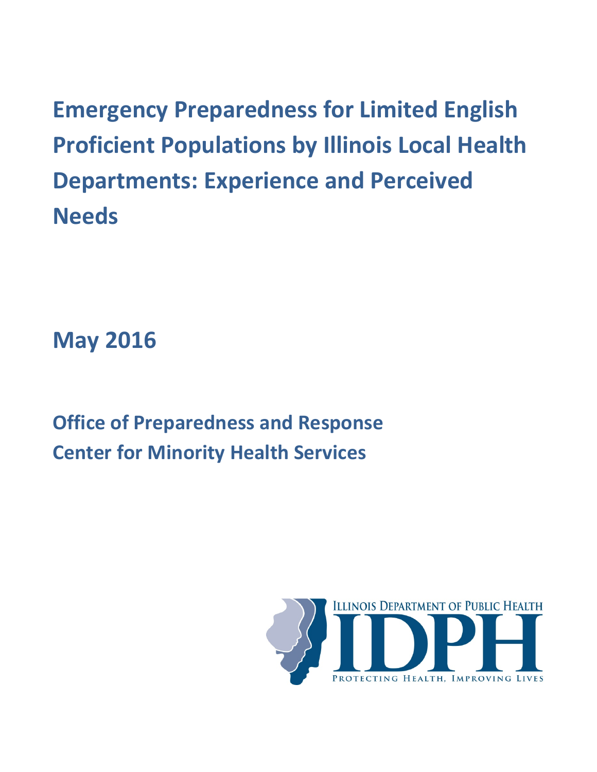# Emergency Preparedness for Limited English Proficient Populations by Illinois Local Health Departments: Experience and Perceived Needs

## May 2016

### Office of Preparedness and Response
### Center for Minority Health Services

ILLINOIS DEPARTMENT OF PUBLIC HEALTH

IDPH

PROTECTING HEALTH, IMPROVING LIVES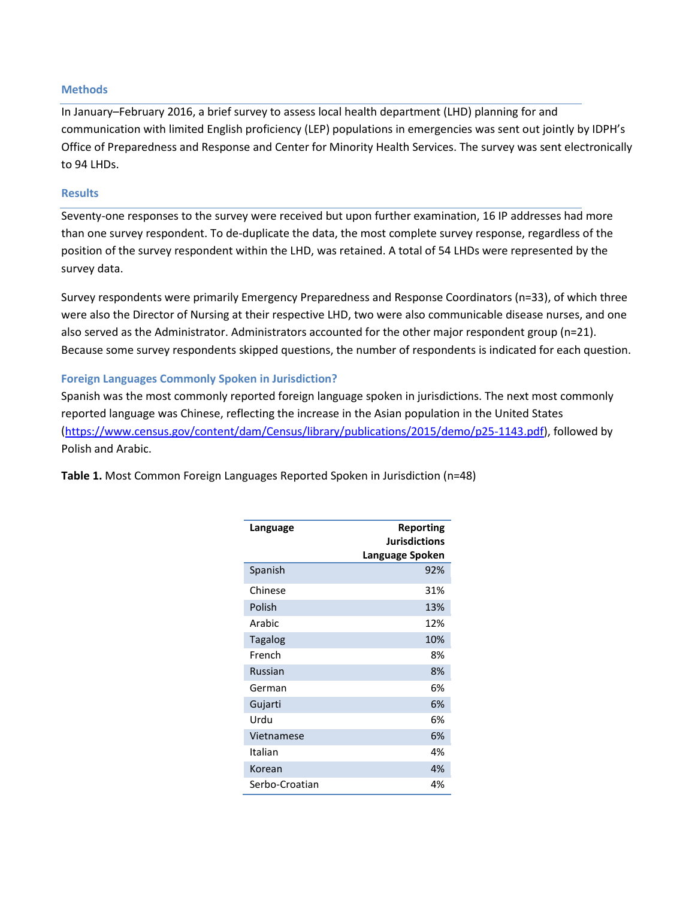### Methods

In January–February 2016, a brief survey to assess local health department (LHD) planning for and communication with limited English proficiency (LEP) populations in emergencies was sent out jointly by IDPH's Office of Preparedness and Response and Center for Minority Health Services. The survey was sent electronically to 94 LHDs.

### Results

Seventy-one responses to the survey were received but upon further examination, 16 IP addresses had more than one survey respondent. To de-duplicate the data, the most complete survey response, regardless of the position of the survey respondent within the LHD, was retained. A total of 54 LHDs were represented by the survey data.

Survey respondents were primarily Emergency Preparedness and Response Coordinators (n=33), of which three were also the Director of Nursing at their respective LHD, two were also communicable disease nurses, and one also served as the Administrator. Administrators accounted for the other major respondent group (n=21). Because some survey respondents skipped questions, the number of respondents is indicated for each question.

### Foreign Languages Commonly Spoken in Jurisdiction?

Spanish was the most commonly reported foreign language spoken in jurisdictions. The next most commonly reported language was Chinese, reflecting the increase in the Asian population in the United States (https://www.census.gov/content/dam/Census/library/publications/2015/demo/p25-1143.pdf), followed by Polish and Arabic.

**Table 1.** Most Common Foreign Languages Reported Spoken in Jurisdiction (n=48)

| Language | Reporting Jurisdictions Language Spoken |
|---|---|
| Spanish | 92% |
| Chinese | 31% |
| Polish | 13% |
| Arabic | 12% |
| Tagalog | 10% |
| French | 8% |
| Russian | 8% |
| German | 6% |
| Gujarti | 6% |
| Urdu | 6% |
| Vietnamese | 6% |
| Italian | 4% |
| Korean | 4% |
| Serbo-Croatian | 4% |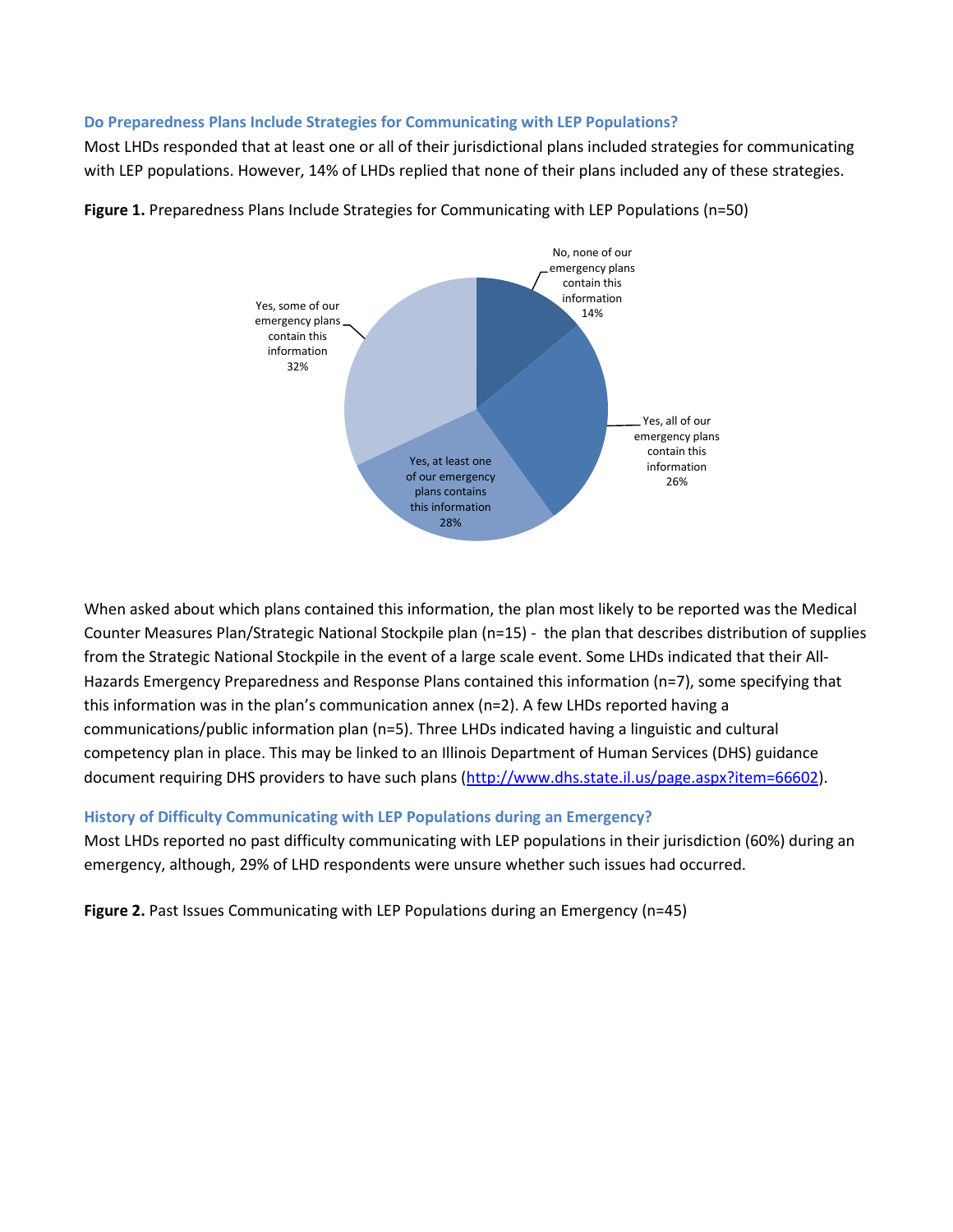### Do Preparedness Plans Include Strategies for Communicating with LEP Populations?

Most LHDs responded that at least one or all of their jurisdictional plans included strategies for communicating with LEP populations. However, 14% of LHDs replied that none of their plans included any of these strategies.

**Figure 1.** Preparedness Plans Include Strategies for Communicating with LEP Populations (n=50)

No, none of our emergency plans contain this information 14%

Yes, all of our emergency plans contain this information 26%

Yes, at least one of our emergency plans contains this information 28%

Yes, some of our emergency plans contain this information 32%

When asked about which plans contained this information, the plan most likely to be reported was the Medical Counter Measures Plan/Strategic National Stockpile plan (n=15) - the plan that describes distribution of supplies from the Strategic National Stockpile in the event of a large scale event. Some LHDs indicated that their All-Hazards Emergency Preparedness and Response Plans contained this information (n=7), some specifying that this information was in the plan's communication annex (n=2). A few LHDs reported having a communications/public information plan (n=5). Three LHDs indicated having a linguistic and cultural competency plan in place. This may be linked to an Illinois Department of Human Services (DHS) guidance document requiring DHS providers to have such plans (http://www.dhs.state.il.us/page.aspx?item=66602).

### History of Difficulty Communicating with LEP Populations during an Emergency?

Most LHDs reported no past difficulty communicating with LEP populations in their jurisdiction (60%) during an emergency, although, 29% of LHD respondents were unsure whether such issues had occurred.

**Figure 2.** Past Issues Communicating with LEP Populations during an Emergency (n=45)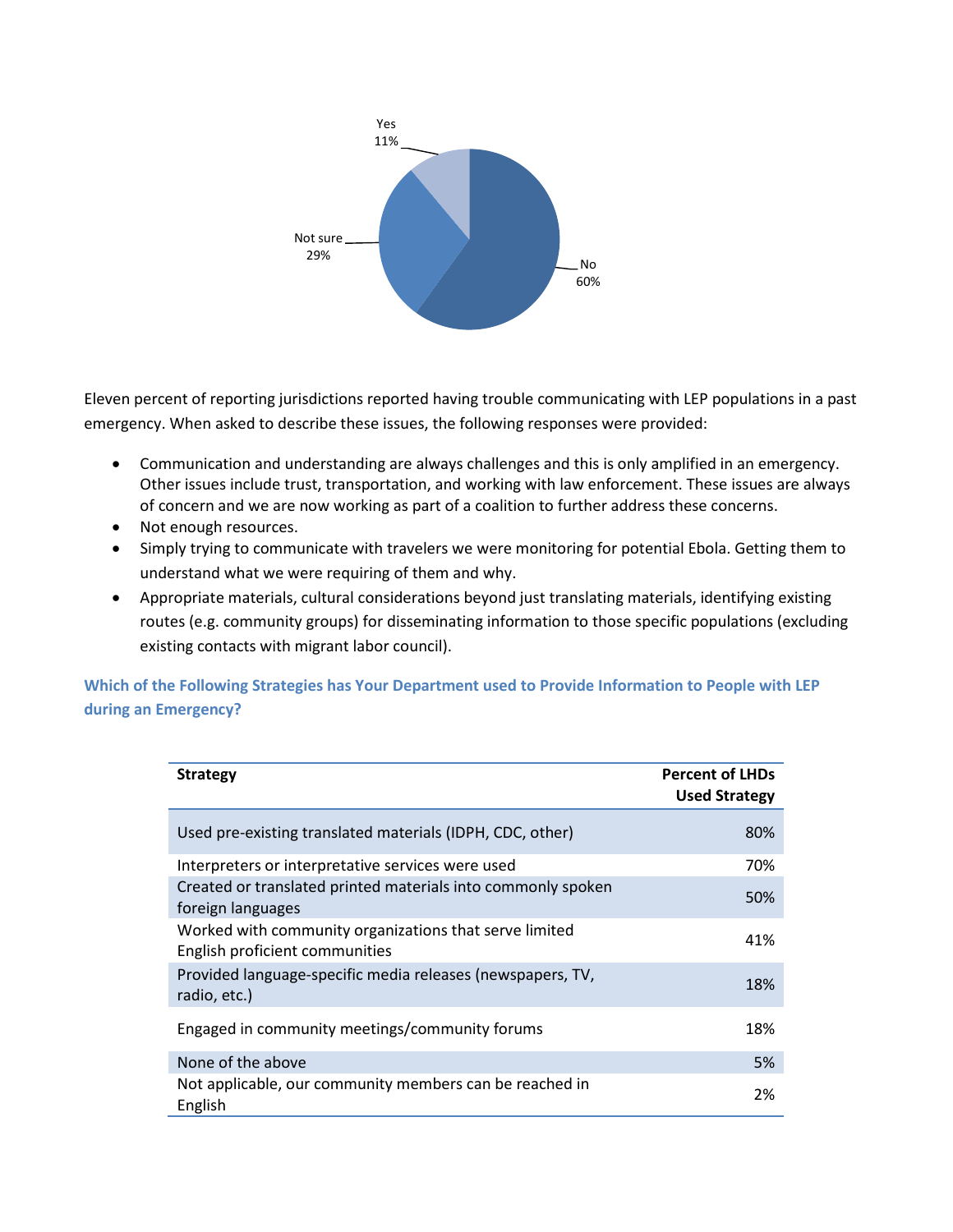Yes 11%

Not sure 29%

No 60%

Eleven percent of reporting jurisdictions reported having trouble communicating with LEP populations in a past emergency. When asked to describe these issues, the following responses were provided:

- Communication and understanding are always challenges and this is only amplified in an emergency. Other issues include trust, transportation, and working with law enforcement. These issues are always of concern and we are now working as part of a coalition to further address these concerns.
- Not enough resources.
- Simply trying to communicate with travelers we were monitoring for potential Ebola. Getting them to understand what we were requiring of them and why.
- Appropriate materials, cultural considerations beyond just translating materials, identifying existing routes (e.g. community groups) for disseminating information to those specific populations (excluding existing contacts with migrant labor council).

### Which of the Following Strategies has Your Department used to Provide Information to People with LEP during an Emergency?

| Strategy | Percent of LHDs Used Strategy |
|---|---|
| Used pre-existing translated materials (IDPH, CDC, other) | 80% |
| Interpreters or interpretative services were used | 70% |
| Created or translated printed materials into commonly spoken foreign languages | 50% |
| Worked with community organizations that serve limited English proficient communities | 41% |
| Provided language-specific media releases (newspapers, TV, radio, etc.) | 18% |
| Engaged in community meetings/community forums | 18% |
| None of the above | 5% |
| Not applicable, our community members can be reached in English | 2% |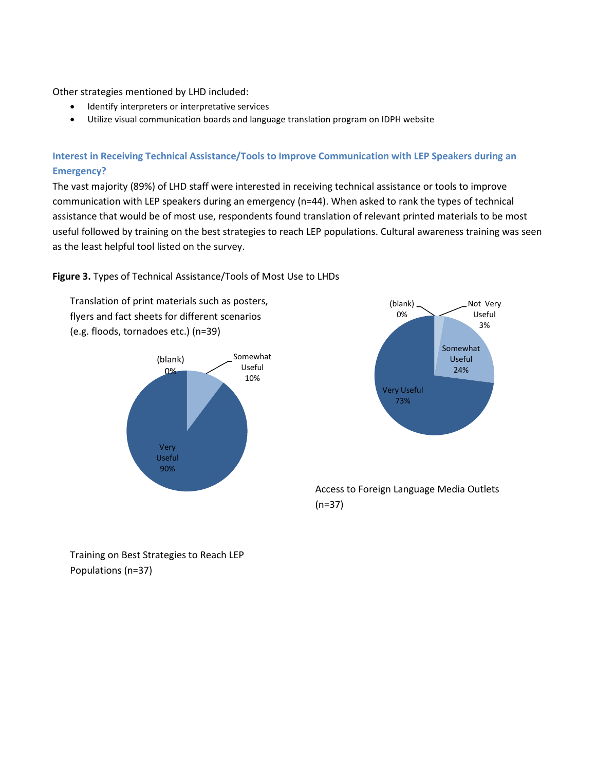Other strategies mentioned by LHD included:

- Identify interpreters or interpretative services
- Utilize visual communication boards and language translation program on IDPH website

### Interest in Receiving Technical Assistance/Tools to Improve Communication with LEP Speakers during an Emergency?

The vast majority (89%) of LHD staff were interested in receiving technical assistance or tools to improve communication with LEP speakers during an emergency (n=44). When asked to rank the types of technical assistance that would be of most use, respondents found translation of relevant printed materials to be most useful followed by training on the best strategies to reach LEP populations. Cultural awareness training was seen as the least helpful tool listed on the survey.

**Figure 3.** Types of Technical Assistance/Tools of Most Use to LHDs

Translation of print materials such as posters, flyers and fact sheets for different scenarios (e.g. floods, tornadoes etc.) (n=39)

(blank) 0%
Somewhat Useful 10%
Very Useful 90%

(blank) 0%
Not Very Useful 3%
Somewhat Useful 24%
Very Useful 73%

Access to Foreign Language Media Outlets (n=37)

Training on Best Strategies to Reach LEP Populations (n=37)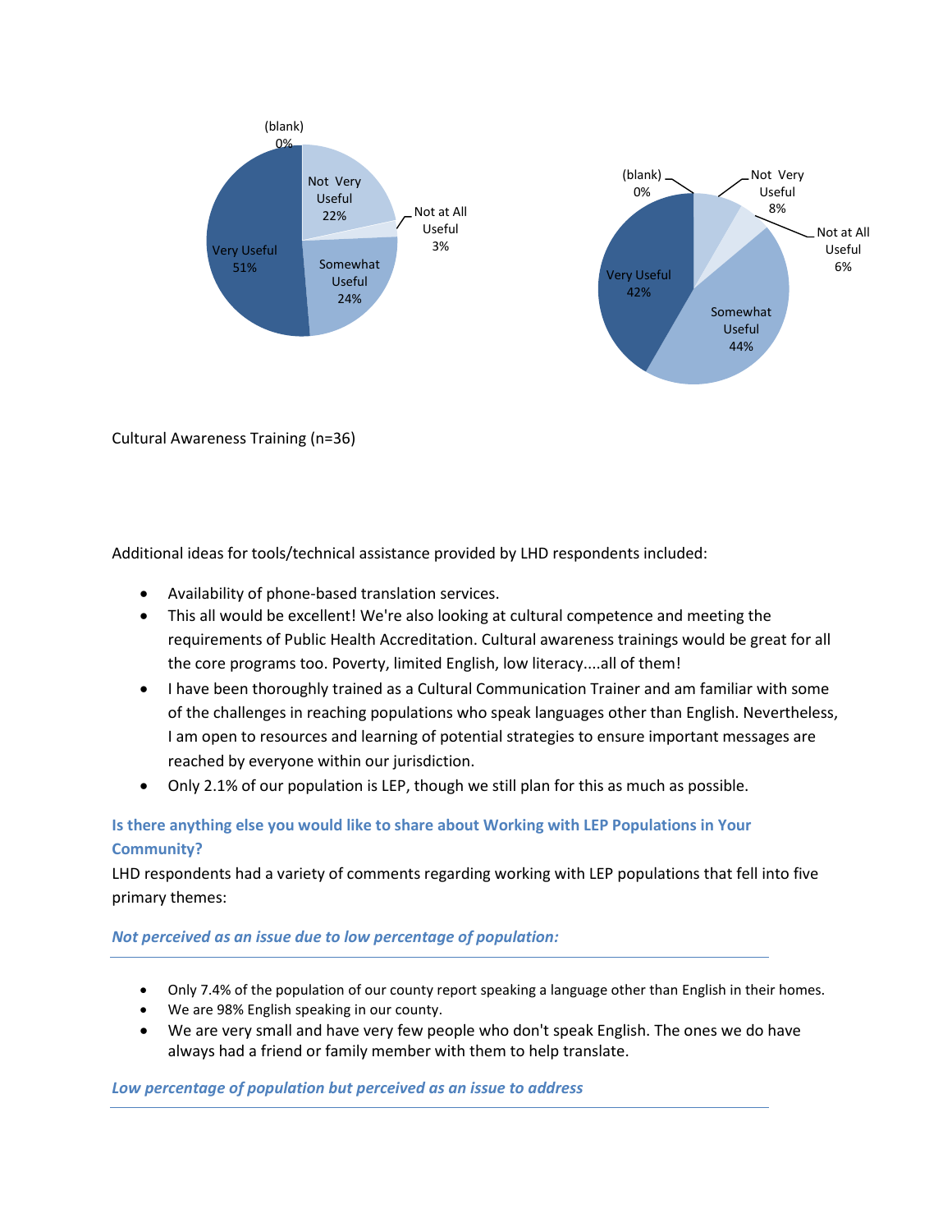(blank) 0%

Not Very Useful 22%

Not at All Useful 3%

Very Useful 51%

Somewhat Useful 24%

(blank) 0%

Not Very Useful 8%

Not at All Useful 6%

Very Useful 42%

Somewhat Useful 44%

Cultural Awareness Training (n=36)

Additional ideas for tools/technical assistance provided by LHD respondents included:

- Availability of phone-based translation services.
- This all would be excellent! We're also looking at cultural competence and meeting the requirements of Public Health Accreditation. Cultural awareness trainings would be great for all the core programs too. Poverty, limited English, low literacy....all of them!
- I have been thoroughly trained as a Cultural Communication Trainer and am familiar with some of the challenges in reaching populations who speak languages other than English. Nevertheless, I am open to resources and learning of potential strategies to ensure important messages are reached by everyone within our jurisdiction.
- Only 2.1% of our population is LEP, though we still plan for this as much as possible.

### Is there anything else you would like to share about Working with LEP Populations in Your Community?

LHD respondents had a variety of comments regarding working with LEP populations that fell into five primary themes:

#### *Not perceived as an issue due to low percentage of population:*

- Only 7.4% of the population of our county report speaking a language other than English in their homes.
- We are 98% English speaking in our county.
- We are very small and have very few people who don't speak English. The ones we do have always had a friend or family member with them to help translate.

#### *Low percentage of population but perceived as an issue to address*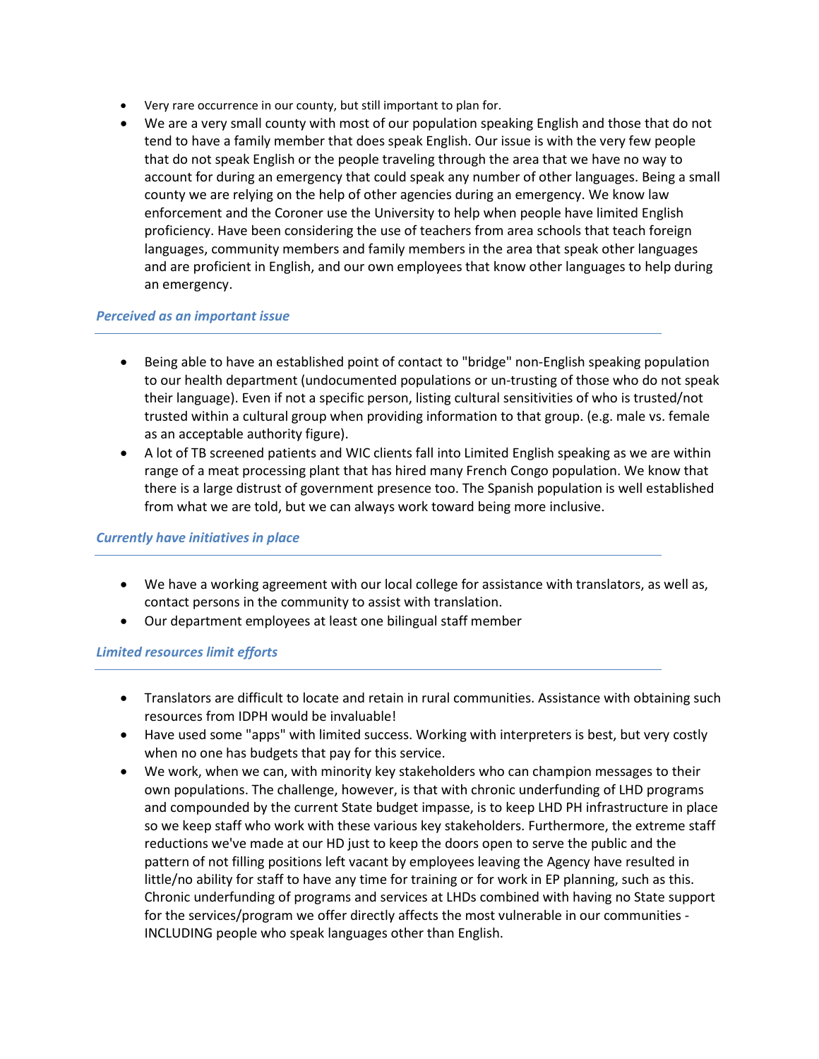- Very rare occurrence in our county, but still important to plan for.
- We are a very small county with most of our population speaking English and those that do not tend to have a family member that does speak English. Our issue is with the very few people that do not speak English or the people traveling through the area that we have no way to account for during an emergency that could speak any number of other languages. Being a small county we are relying on the help of other agencies during an emergency. We know law enforcement and the Coroner use the University to help when people have limited English proficiency. Have been considering the use of teachers from area schools that teach foreign languages, community members and family members in the area that speak other languages and are proficient in English, and our own employees that know other languages to help during an emergency.

### *Perceived as an important issue*

- Being able to have an established point of contact to "bridge" non-English speaking population to our health department (undocumented populations or un-trusting of those who do not speak their language). Even if not a specific person, listing cultural sensitivities of who is trusted/not trusted within a cultural group when providing information to that group. (e.g. male vs. female as an acceptable authority figure).
- A lot of TB screened patients and WIC clients fall into Limited English speaking as we are within range of a meat processing plant that has hired many French Congo population. We know that there is a large distrust of government presence too. The Spanish population is well established from what we are told, but we can always work toward being more inclusive.

### *Currently have initiatives in place*

- We have a working agreement with our local college for assistance with translators, as well as, contact persons in the community to assist with translation.
- Our department employees at least one bilingual staff member

### *Limited resources limit efforts*

- Translators are difficult to locate and retain in rural communities. Assistance with obtaining such resources from IDPH would be invaluable!
- Have used some "apps" with limited success. Working with interpreters is best, but very costly when no one has budgets that pay for this service.
- We work, when we can, with minority key stakeholders who can champion messages to their own populations. The challenge, however, is that with chronic underfunding of LHD programs and compounded by the current State budget impasse, is to keep LHD PH infrastructure in place so we keep staff who work with these various key stakeholders. Furthermore, the extreme staff reductions we've made at our HD just to keep the doors open to serve the public and the pattern of not filling positions left vacant by employees leaving the Agency have resulted in little/no ability for staff to have any time for training or for work in EP planning, such as this. Chronic underfunding of programs and services at LHDs combined with having no State support for the services/program we offer directly affects the most vulnerable in our communities - INCLUDING people who speak languages other than English.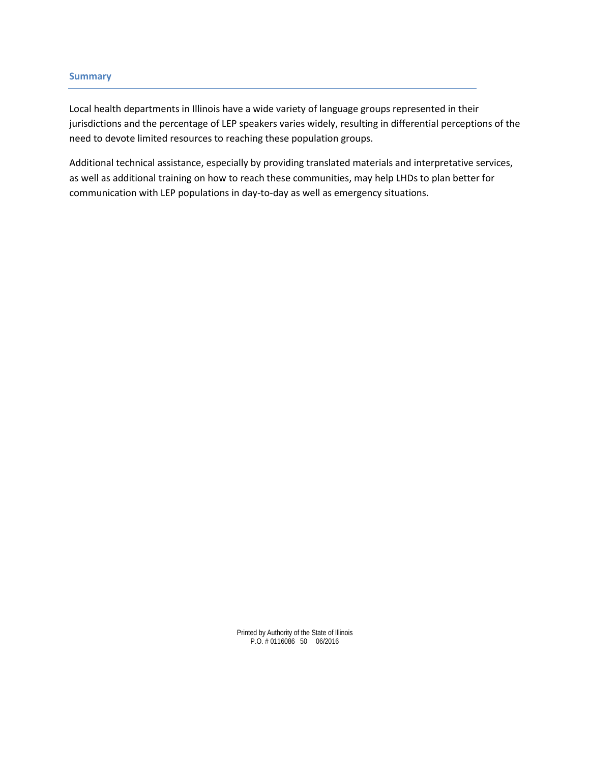## Summary

Local health departments in Illinois have a wide variety of language groups represented in their jurisdictions and the percentage of LEP speakers varies widely, resulting in differential perceptions of the need to devote limited resources to reaching these population groups.

Additional technical assistance, especially by providing translated materials and interpretative services, as well as additional training on how to reach these communities, may help LHDs to plan better for communication with LEP populations in day-to-day as well as emergency situations.

Printed by Authority of the State of Illinois
P.O. # 0116086 50 06/2016